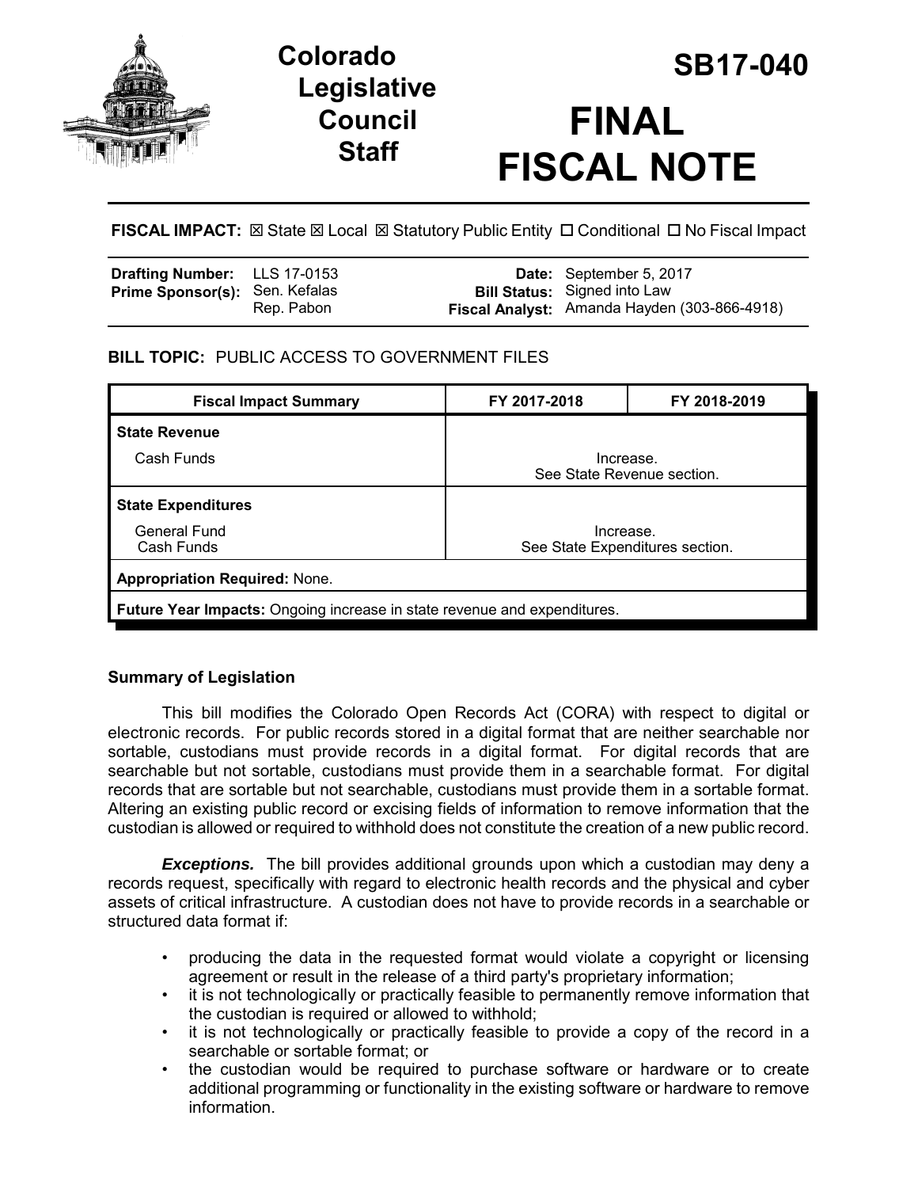# Colorado Legislative Council Staff

# SB17-040

# FINAL FISCAL NOTE

**FISCAL IMPACT:** ☒ State ☒ Local ☒ Statutory Public Entity ☐ Conditional ☐ No Fiscal Impact

| | | | |
|---|---|---|---|
| **Drafting Number:** | LLS 17-0153 | **Date:** | September 5, 2017 |
| **Prime Sponsor(s):** | Sen. Kefalas<br>Rep. Pabon | **Bill Status:** | Signed into Law |
| | | **Fiscal Analyst:** | Amanda Hayden (303-866-4918) |

**BILL TOPIC:** PUBLIC ACCESS TO GOVERNMENT FILES

| Fiscal Impact Summary | FY 2017-2018 | FY 2018-2019 |
|---|---|---|
| **State Revenue** | | |
| Cash Funds | Increase. See State Revenue section. | |
| **State Expenditures** | | |
| General Fund<br>Cash Funds | Increase. See State Expenditures section. | |
| **Appropriation Required:** None. | | |
| **Future Year Impacts:** Ongoing increase in state revenue and expenditures. | | |

## Summary of Legislation

This bill modifies the Colorado Open Records Act (CORA) with respect to digital or electronic records. For public records stored in a digital format that are neither searchable nor sortable, custodians must provide records in a digital format. For digital records that are searchable but not sortable, custodians must provide them in a searchable format. For digital records that are sortable but not searchable, custodians must provide them in a sortable format. Altering an existing public record or excising fields of information to remove information that the custodian is allowed or required to withhold does not constitute the creation of a new public record.

***Exceptions.*** The bill provides additional grounds upon which a custodian may deny a records request, specifically with regard to electronic health records and the physical and cyber assets of critical infrastructure. A custodian does not have to provide records in a searchable or structured data format if:

- producing the data in the requested format would violate a copyright or licensing agreement or result in the release of a third party's proprietary information;
- it is not technologically or practically feasible to permanently remove information that the custodian is required or allowed to withhold;
- it is not technologically or practically feasible to provide a copy of the record in a searchable or sortable format; or
- the custodian would be required to purchase software or hardware or to create additional programming or functionality in the existing software or hardware to remove information.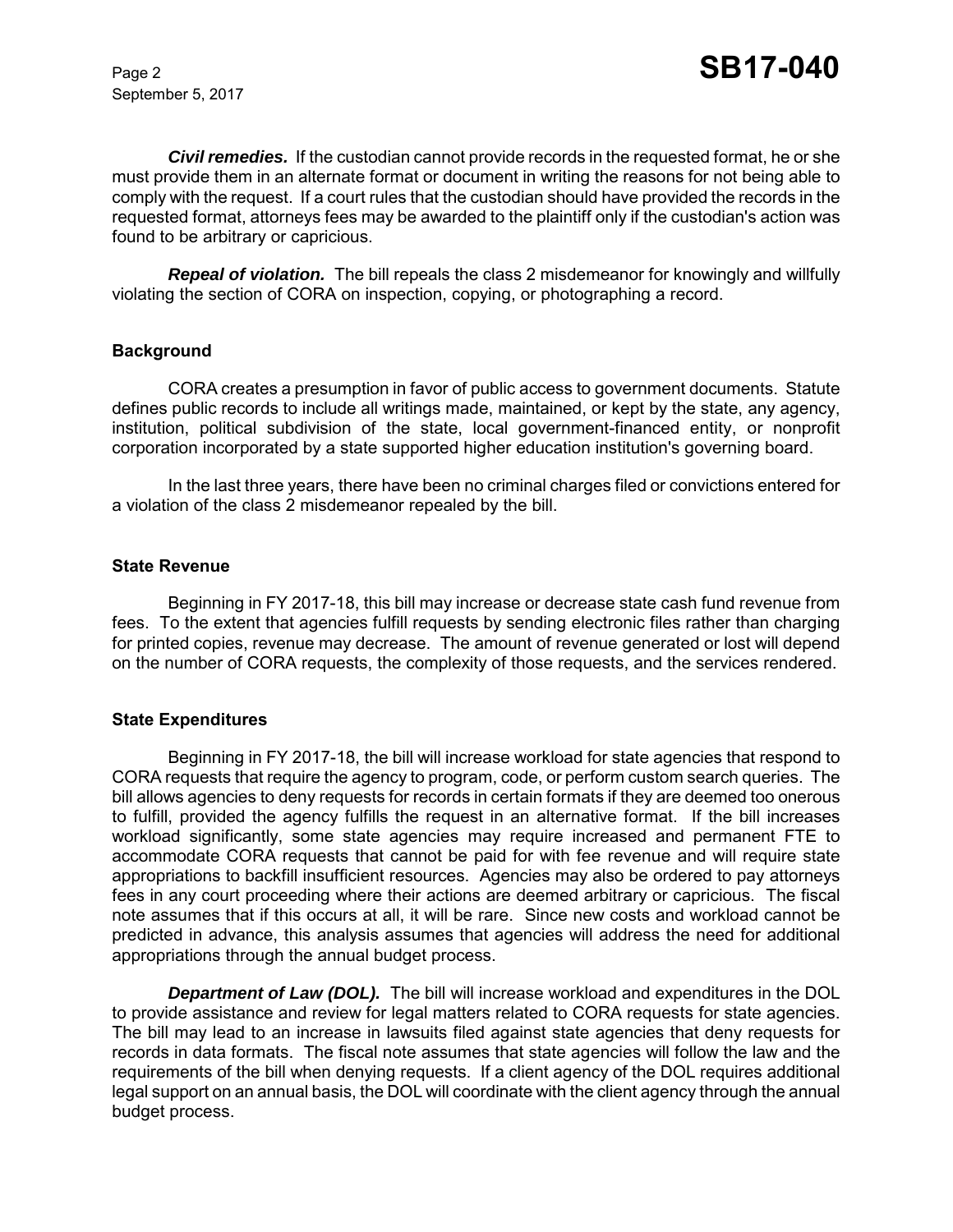***Civil remedies.*** If the custodian cannot provide records in the requested format, he or she must provide them in an alternate format or document in writing the reasons for not being able to comply with the request. If a court rules that the custodian should have provided the records in the requested format, attorneys fees may be awarded to the plaintiff only if the custodian's action was found to be arbitrary or capricious.

***Repeal of violation.*** The bill repeals the class 2 misdemeanor for knowingly and willfully violating the section of CORA on inspection, copying, or photographing a record.

### Background

CORA creates a presumption in favor of public access to government documents. Statute defines public records to include all writings made, maintained, or kept by the state, any agency, institution, political subdivision of the state, local government-financed entity, or nonprofit corporation incorporated by a state supported higher education institution's governing board.

In the last three years, there have been no criminal charges filed or convictions entered for a violation of the class 2 misdemeanor repealed by the bill.

### State Revenue

Beginning in FY 2017-18, this bill may increase or decrease state cash fund revenue from fees. To the extent that agencies fulfill requests by sending electronic files rather than charging for printed copies, revenue may decrease. The amount of revenue generated or lost will depend on the number of CORA requests, the complexity of those requests, and the services rendered.

### State Expenditures

Beginning in FY 2017-18, the bill will increase workload for state agencies that respond to CORA requests that require the agency to program, code, or perform custom search queries. The bill allows agencies to deny requests for records in certain formats if they are deemed too onerous to fulfill, provided the agency fulfills the request in an alternative format. If the bill increases workload significantly, some state agencies may require increased and permanent FTE to accommodate CORA requests that cannot be paid for with fee revenue and will require state appropriations to backfill insufficient resources. Agencies may also be ordered to pay attorneys fees in any court proceeding where their actions are deemed arbitrary or capricious. The fiscal note assumes that if this occurs at all, it will be rare. Since new costs and workload cannot be predicted in advance, this analysis assumes that agencies will address the need for additional appropriations through the annual budget process.

***Department of Law (DOL).*** The bill will increase workload and expenditures in the DOL to provide assistance and review for legal matters related to CORA requests for state agencies. The bill may lead to an increase in lawsuits filed against state agencies that deny requests for records in data formats. The fiscal note assumes that state agencies will follow the law and the requirements of the bill when denying requests. If a client agency of the DOL requires additional legal support on an annual basis, the DOL will coordinate with the client agency through the annual budget process.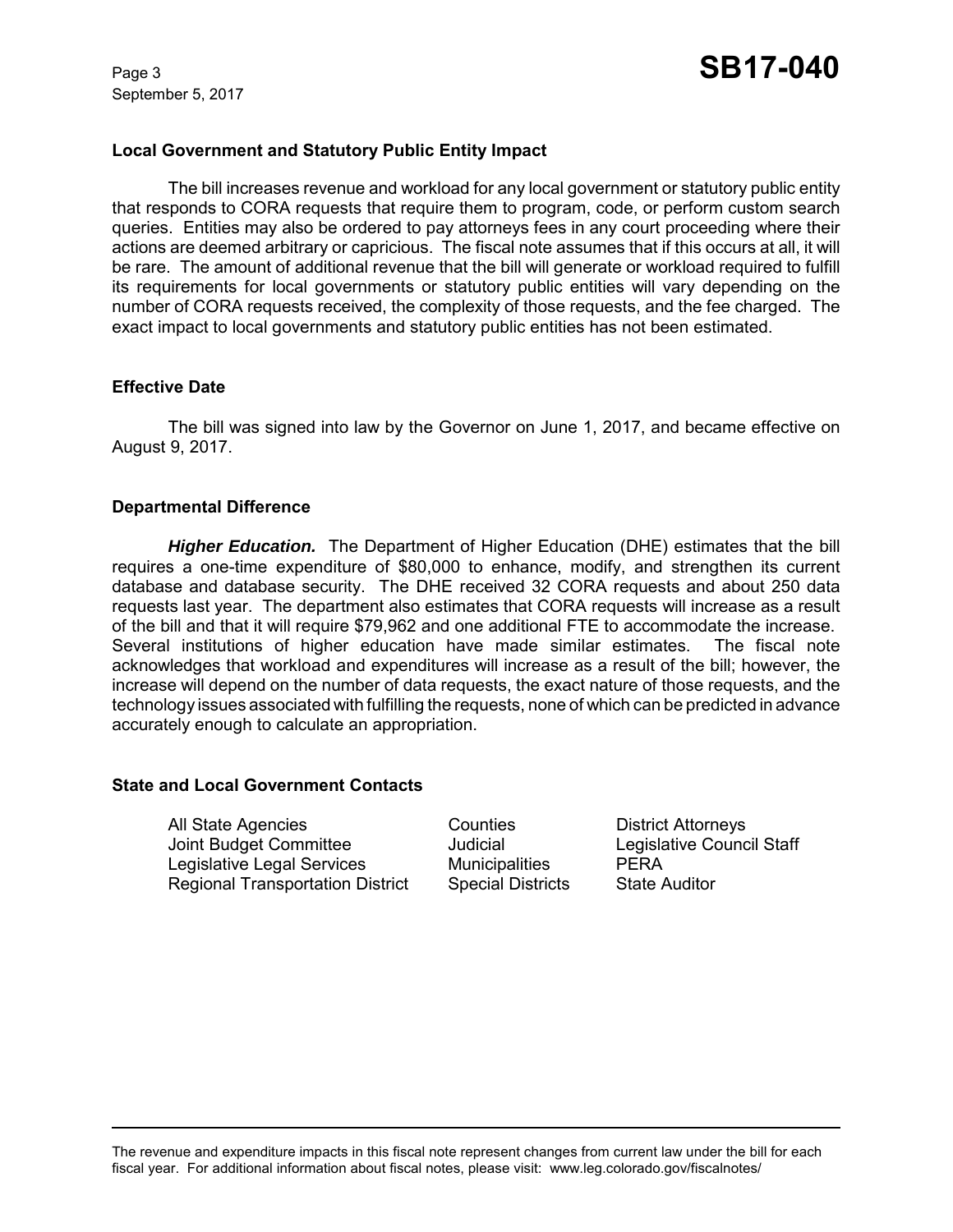### Local Government and Statutory Public Entity Impact

The bill increases revenue and workload for any local government or statutory public entity that responds to CORA requests that require them to program, code, or perform custom search queries. Entities may also be ordered to pay attorneys fees in any court proceeding where their actions are deemed arbitrary or capricious. The fiscal note assumes that if this occurs at all, it will be rare. The amount of additional revenue that the bill will generate or workload required to fulfill its requirements for local governments or statutory public entities will vary depending on the number of CORA requests received, the complexity of those requests, and the fee charged. The exact impact to local governments and statutory public entities has not been estimated.

### Effective Date

The bill was signed into law by the Governor on June 1, 2017, and became effective on August 9, 2017.

### Departmental Difference

***Higher Education.*** The Department of Higher Education (DHE) estimates that the bill requires a one-time expenditure of $80,000 to enhance, modify, and strengthen its current database and database security. The DHE received 32 CORA requests and about 250 data requests last year. The department also estimates that CORA requests will increase as a result of the bill and that it will require $79,962 and one additional FTE to accommodate the increase. Several institutions of higher education have made similar estimates. The fiscal note acknowledges that workload and expenditures will increase as a result of the bill; however, the increase will depend on the number of data requests, the exact nature of those requests, and the technology issues associated with fulfilling the requests, none of which can be predicted in advance accurately enough to calculate an appropriation.

### State and Local Government Contacts

| | | |
|---|---|---|
| All State Agencies | Counties | District Attorneys |
| Joint Budget Committee | Judicial | Legislative Council Staff |
| Legislative Legal Services | Municipalities | PERA |
| Regional Transportation District | Special Districts | State Auditor |

The revenue and expenditure impacts in this fiscal note represent changes from current law under the bill for each fiscal year. For additional information about fiscal notes, please visit: www.leg.colorado.gov/fiscalnotes/